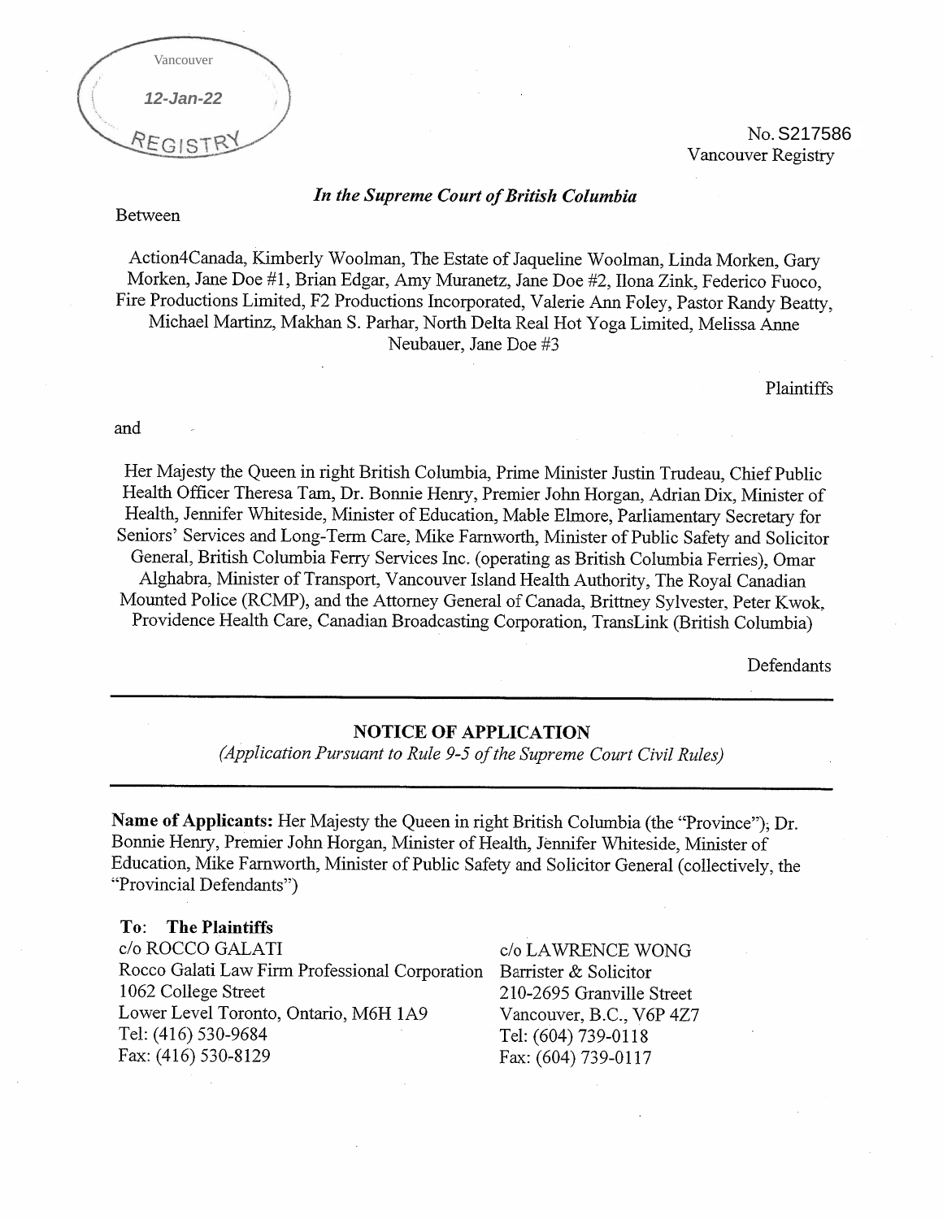Vancouver

12-Jan-22

REGISTRY

No. S217586
Vancouver Registry

*In the Supreme Court of British Columbia*

Between

Action4Canada, Kimberly Woolman, The Estate of Jaqueline Woolman, Linda Morken, Gary Morken, Jane Doe #1, Brian Edgar, Amy Muranetz, Jane Doe #2, Ilona Zink, Federico Fuoco, Fire Productions Limited, F2 Productions Incorporated, Valerie Ann Foley, Pastor Randy Beatty, Michael Martinz, Makhan S. Parhar, North Delta Real Hot Yoga Limited, Melissa Anne Neubauer, Jane Doe #3

Plaintiffs

and

Her Majesty the Queen in right British Columbia, Prime Minister Justin Trudeau, Chief Public Health Officer Theresa Tam, Dr. Bonnie Henry, Premier John Horgan, Adrian Dix, Minister of Health, Jennifer Whiteside, Minister of Education, Mable Elmore, Parliamentary Secretary for Seniors' Services and Long-Term Care, Mike Farnworth, Minister of Public Safety and Solicitor General, British Columbia Ferry Services Inc. (operating as British Columbia Ferries), Omar Alghabra, Minister of Transport, Vancouver Island Health Authority, The Royal Canadian Mounted Police (RCMP), and the Attorney General of Canada, Brittney Sylvester, Peter Kwok, Providence Health Care, Canadian Broadcasting Corporation, TransLink (British Columbia)

Defendants

---

## NOTICE OF APPLICATION

*(Application Pursuant to Rule 9-5 of the Supreme Court Civil Rules)*

---

**Name of Applicants:** Her Majesty the Queen in right British Columbia (the "Province"); Dr. Bonnie Henry, Premier John Horgan, Minister of Health, Jennifer Whiteside, Minister of Education, Mike Farnworth, Minister of Public Safety and Solicitor General (collectively, the "Provincial Defendants")

**To: The Plaintiffs**

c/o ROCCO GALATI
Rocco Galati Law Firm Professional Corporation
1062 College Street
Lower Level Toronto, Ontario, M6H 1A9
Tel: (416) 530-9684
Fax: (416) 530-8129

c/o LAWRENCE WONG
Barrister & Solicitor
210-2695 Granville Street
Vancouver, B.C., V6P 4Z7
Tel: (604) 739-0118
Fax: (604) 739-0117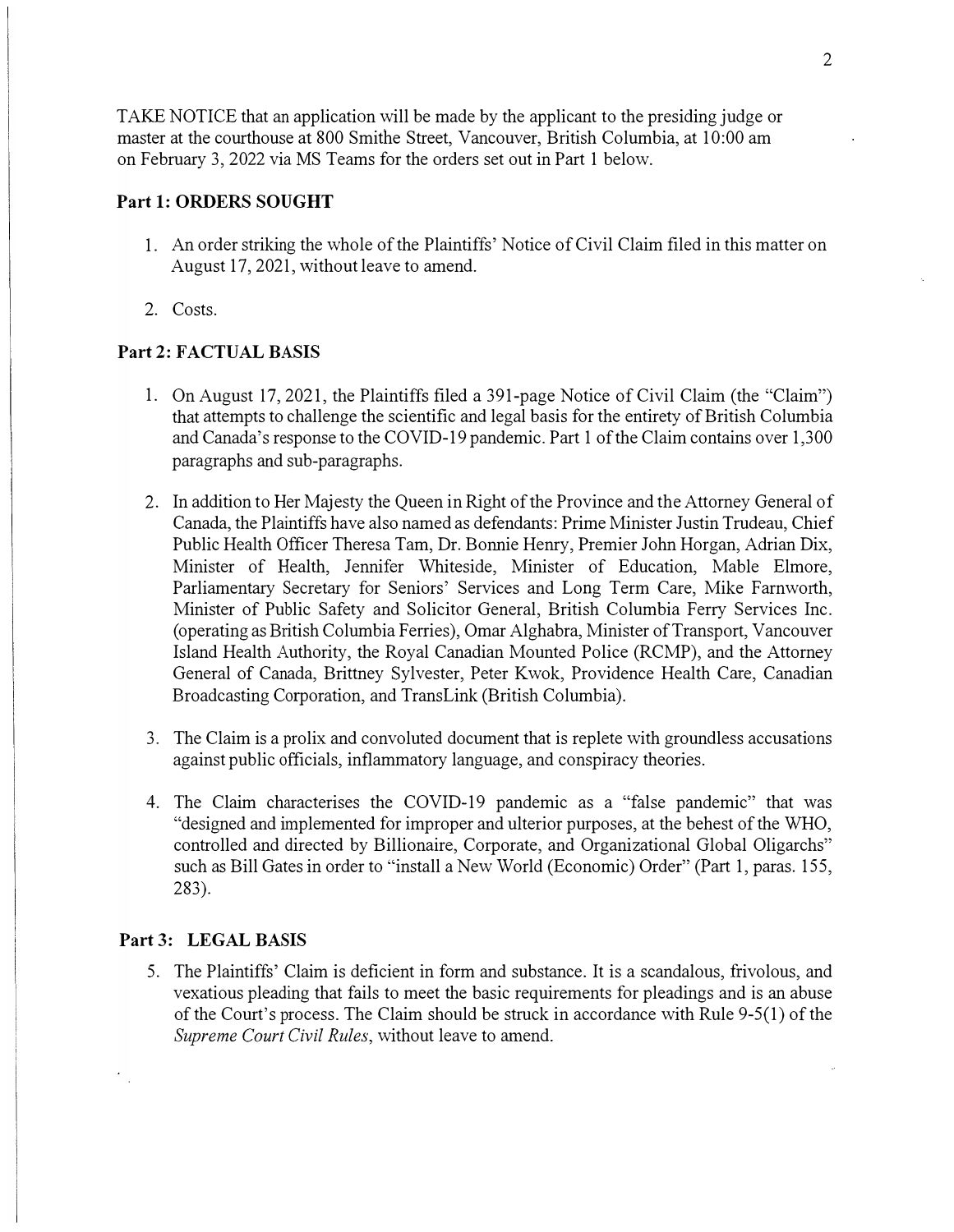TAKE NOTICE that an application will be made by the applicant to the presiding judge or master at the courthouse at 800 Smithe Street, Vancouver, British Columbia, at 10:00 am on February 3, 2022 via MS Teams for the orders set out in Part 1 below.

## Part 1: ORDERS SOUGHT

1. An order striking the whole of the Plaintiffs' Notice of Civil Claim filed in this matter on August 17, 2021, without leave to amend.

2. Costs.

## Part 2: FACTUAL BASIS

1. On August 17, 2021, the Plaintiffs filed a 391-page Notice of Civil Claim (the "Claim") that attempts to challenge the scientific and legal basis for the entirety of British Columbia and Canada's response to the COVID-19 pandemic. Part 1 of the Claim contains over 1,300 paragraphs and sub-paragraphs.

2. In addition to Her Majesty the Queen in Right of the Province and the Attorney General of Canada, the Plaintiffs have also named as defendants: Prime Minister Justin Trudeau, Chief Public Health Officer Theresa Tam, Dr. Bonnie Henry, Premier John Horgan, Adrian Dix, Minister of Health, Jennifer Whiteside, Minister of Education, Mable Elmore, Parliamentary Secretary for Seniors' Services and Long Term Care, Mike Farnworth, Minister of Public Safety and Solicitor General, British Columbia Ferry Services Inc. (operating as British Columbia Ferries), Omar Alghabra, Minister of Transport, Vancouver Island Health Authority, the Royal Canadian Mounted Police (RCMP), and the Attorney General of Canada, Brittney Sylvester, Peter Kwok, Providence Health Care, Canadian Broadcasting Corporation, and TransLink (British Columbia).

3. The Claim is a prolix and convoluted document that is replete with groundless accusations against public officials, inflammatory language, and conspiracy theories.

4. The Claim characterises the COVID-19 pandemic as a "false pandemic" that was "designed and implemented for improper and ulterior purposes, at the behest of the WHO, controlled and directed by Billionaire, Corporate, and Organizational Global Oligarchs" such as Bill Gates in order to "install a New World (Economic) Order" (Part 1, paras. 155, 283).

## Part 3: LEGAL BASIS

5. The Plaintiffs' Claim is deficient in form and substance. It is a scandalous, frivolous, and vexatious pleading that fails to meet the basic requirements for pleadings and is an abuse of the Court's process. The Claim should be struck in accordance with Rule 9-5(1) of the *Supreme Court Civil Rules*, without leave to amend.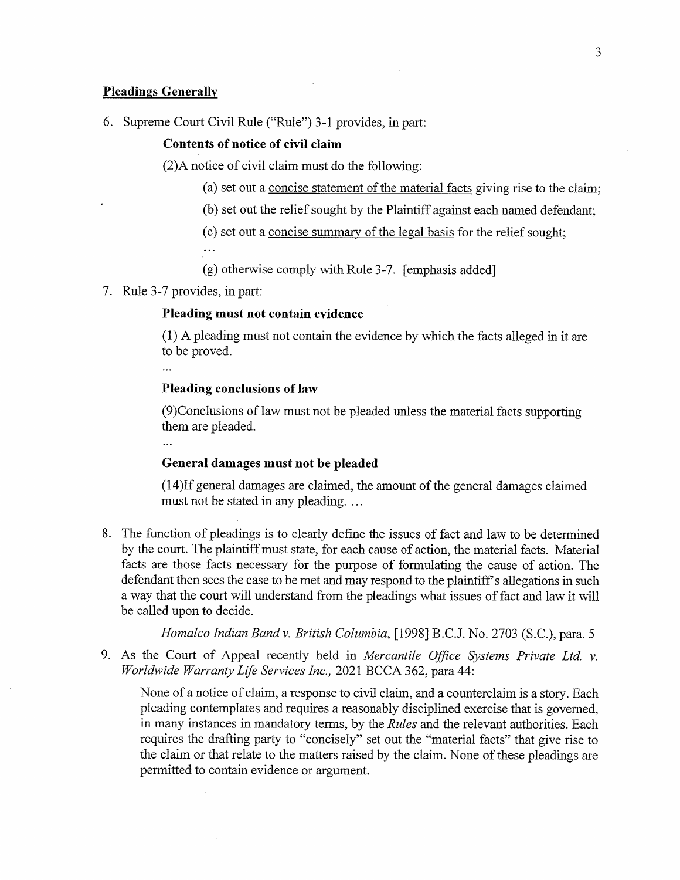**<u>Pleadings Generally</u>**

6. Supreme Court Civil Rule ("Rule") 3-1 provides, in part:

   **Contents of notice of civil claim**

   (2)A notice of civil claim must do the following:

   (a) set out a <u>concise statement of the material facts</u> giving rise to the claim;

   (b) set out the relief sought by the Plaintiff against each named defendant;

   (c) set out a <u>concise summary of the legal basis</u> for the relief sought;

   ...

   (g) otherwise comply with Rule 3-7. [emphasis added]

7. Rule 3-7 provides, in part:

   **Pleading must not contain evidence**

   (1) A pleading must not contain the evidence by which the facts alleged in it are to be proved.

   ...

   **Pleading conclusions of law**

   (9)Conclusions of law must not be pleaded unless the material facts supporting them are pleaded.

   ...

   **General damages must not be pleaded**

   (14)If general damages are claimed, the amount of the general damages claimed must not be stated in any pleading. ...

8. The function of pleadings is to clearly define the issues of fact and law to be determined by the court. The plaintiff must state, for each cause of action, the material facts. Material facts are those facts necessary for the purpose of formulating the cause of action. The defendant then sees the case to be met and may respond to the plaintiff's allegations in such a way that the court will understand from the pleadings what issues of fact and law it will be called upon to decide.

   *Homalco Indian Band v. British Columbia*, [1998] B.C.J. No. 2703 (S.C.), para. 5

9. As the Court of Appeal recently held in *Mercantile Office Systems Private Ltd. v. Worldwide Warranty Life Services Inc.*, 2021 BCCA 362, para 44:

   None of a notice of claim, a response to civil claim, and a counterclaim is a story. Each pleading contemplates and requires a reasonably disciplined exercise that is governed, in many instances in mandatory terms, by the *Rules* and the relevant authorities. Each requires the drafting party to "concisely" set out the "material facts" that give rise to the claim or that relate to the matters raised by the claim. None of these pleadings are permitted to contain evidence or argument.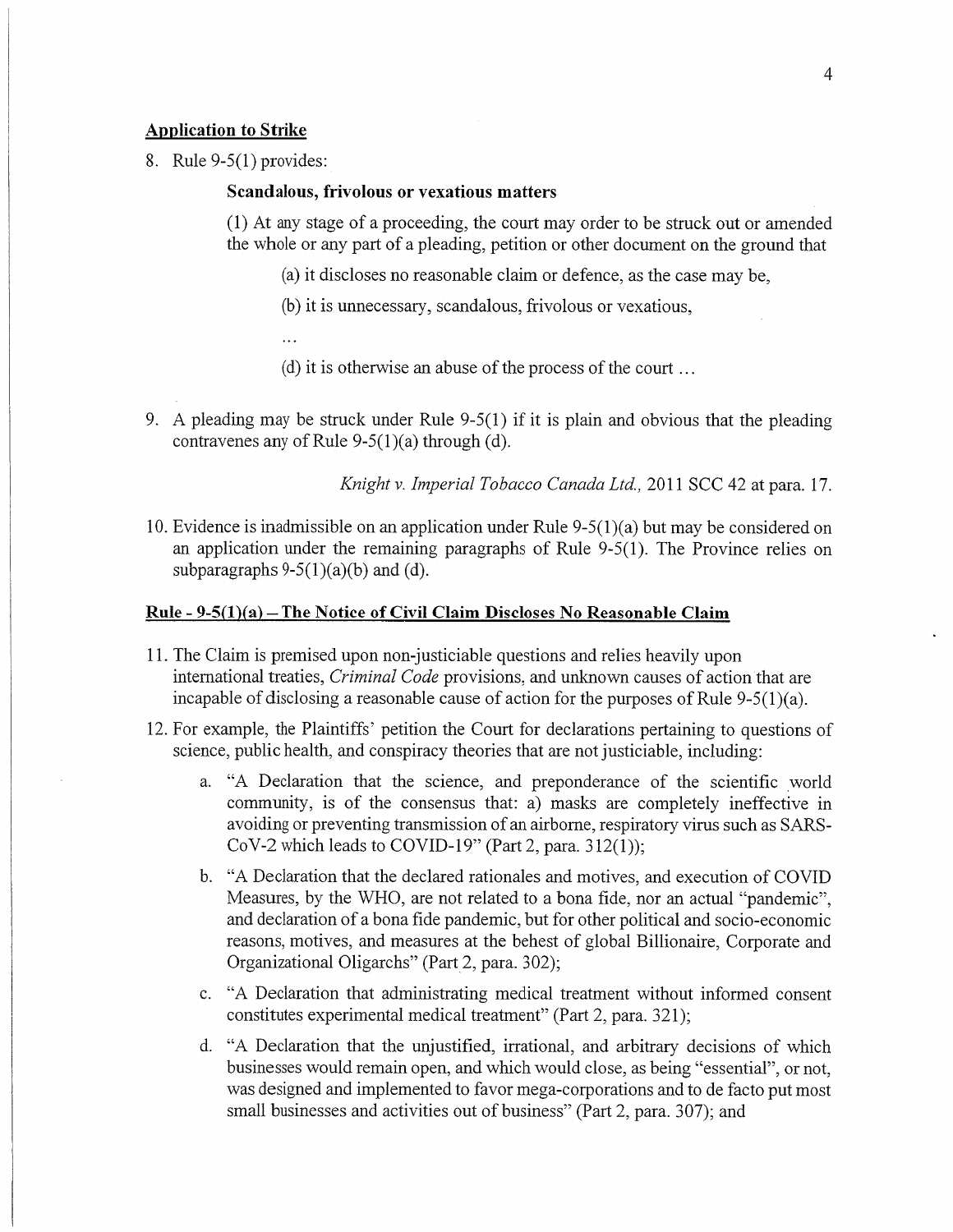**Application to Strike**

8. Rule 9-5(1) provides:

    **Scandalous, frivolous or vexatious matters**

    (1) At any stage of a proceeding, the court may order to be struck out or amended the whole or any part of a pleading, petition or other document on the ground that

    (a) it discloses no reasonable claim or defence, as the case may be,

    (b) it is unnecessary, scandalous, frivolous or vexatious,

    ...

    (d) it is otherwise an abuse of the process of the court ...

9. A pleading may be struck under Rule 9-5(1) if it is plain and obvious that the pleading contravenes any of Rule 9-5(1)(a) through (d).

    *Knight v. Imperial Tobacco Canada Ltd.*, 2011 SCC 42 at para. 17.

10. Evidence is inadmissible on an application under Rule 9-5(1)(a) but may be considered on an application under the remaining paragraphs of Rule 9-5(1). The Province relies on subparagraphs 9-5(1)(a)(b) and (d).

**Rule - 9-5(1)(a) – The Notice of Civil Claim Discloses No Reasonable Claim**

11. The Claim is premised upon non-justiciable questions and relies heavily upon international treaties, *Criminal Code* provisions, and unknown causes of action that are incapable of disclosing a reasonable cause of action for the purposes of Rule 9-5(1)(a).

12. For example, the Plaintiffs' petition the Court for declarations pertaining to questions of science, public health, and conspiracy theories that are not justiciable, including:

    a. "A Declaration that the science, and preponderance of the scientific world community, is of the consensus that: a) masks are completely ineffective in avoiding or preventing transmission of an airborne, respiratory virus such as SARS-CoV-2 which leads to COVID-19" (Part 2, para. 312(1));

    b. "A Declaration that the declared rationales and motives, and execution of COVID Measures, by the WHO, are not related to a bona fide, nor an actual "pandemic", and declaration of a bona fide pandemic, but for other political and socio-economic reasons, motives, and measures at the behest of global Billionaire, Corporate and Organizational Oligarchs" (Part 2, para. 302);

    c. "A Declaration that administrating medical treatment without informed consent constitutes experimental medical treatment" (Part 2, para. 321);

    d. "A Declaration that the unjustified, irrational, and arbitrary decisions of which businesses would remain open, and which would close, as being "essential", or not, was designed and implemented to favor mega-corporations and to de facto put most small businesses and activities out of business" (Part 2, para. 307); and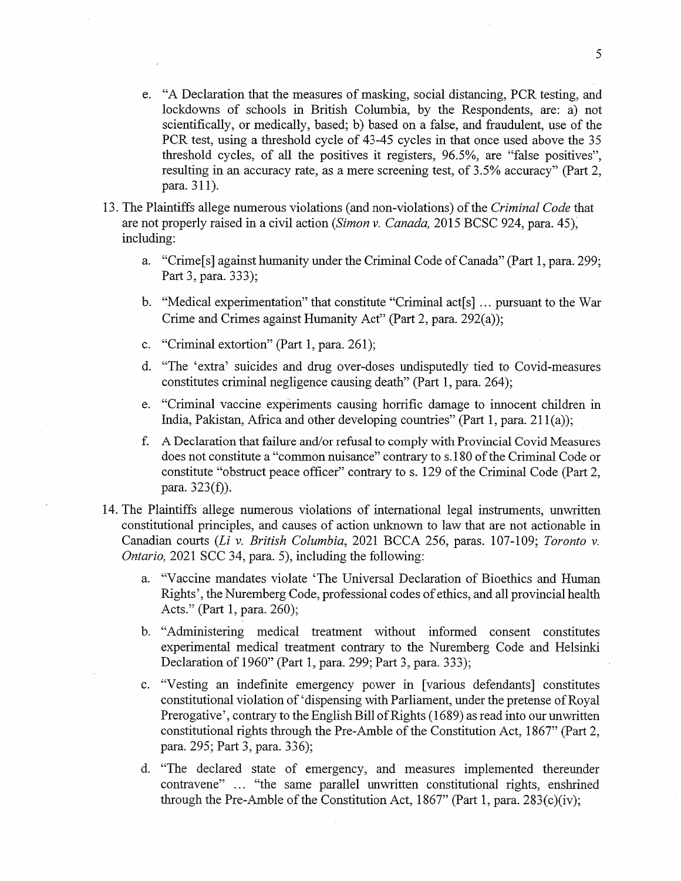e. "A Declaration that the measures of masking, social distancing, PCR testing, and lockdowns of schools in British Columbia, by the Respondents, are: a) not scientifically, or medically, based; b) based on a false, and fraudulent, use of the PCR test, using a threshold cycle of 43-45 cycles in that once used above the 35 threshold cycles, of all the positives it registers, 96.5%, are "false positives", resulting in an accuracy rate, as a mere screening test, of 3.5% accuracy" (Part 2, para. 311).

13. The Plaintiffs allege numerous violations (and non-violations) of the *Criminal Code* that are not properly raised in a civil action (*Simon v. Canada,* 2015 BCSC 924, para. 45), including:

    a. "Crime[s] against humanity under the Criminal Code of Canada" (Part 1, para. 299; Part 3, para. 333);

    b. "Medical experimentation" that constitute "Criminal act[s] ... pursuant to the War Crime and Crimes against Humanity Act" (Part 2, para. 292(a));

    c. "Criminal extortion" (Part 1, para. 261);

    d. "The 'extra' suicides and drug over-doses undisputedly tied to Covid-measures constitutes criminal negligence causing death" (Part 1, para. 264);

    e. "Criminal vaccine experiments causing horrific damage to innocent children in India, Pakistan, Africa and other developing countries" (Part 1, para. 211(a));

    f. A Declaration that failure and/or refusal to comply with Provincial Covid Measures does not constitute a "common nuisance" contrary to s.180 of the Criminal Code or constitute "obstruct peace officer" contrary to s. 129 of the Criminal Code (Part 2, para. 323(f)).

14. The Plaintiffs allege numerous violations of international legal instruments, unwritten constitutional principles, and causes of action unknown to law that are not actionable in Canadian courts (*Li v. British Columbia*, 2021 BCCA 256, paras. 107-109; *Toronto v. Ontario,* 2021 SCC 34, para. 5), including the following:

    a. "Vaccine mandates violate 'The Universal Declaration of Bioethics and Human Rights', the Nuremberg Code, professional codes of ethics, and all provincial health Acts." (Part 1, para. 260);

    b. "Administering medical treatment without informed consent constitutes experimental medical treatment contrary to the Nuremberg Code and Helsinki Declaration of 1960" (Part 1, para. 299; Part 3, para. 333);

    c. "Vesting an indefinite emergency power in [various defendants] constitutes constitutional violation of 'dispensing with Parliament, under the pretense of Royal Prerogative', contrary to the English Bill of Rights (1689) as read into our unwritten constitutional rights through the Pre-Amble of the Constitution Act, 1867" (Part 2, para. 295; Part 3, para. 336);

    d. "The declared state of emergency, and measures implemented thereunder contravene" ... "the same parallel unwritten constitutional rights, enshrined through the Pre-Amble of the Constitution Act, 1867" (Part 1, para. 283(c)(iv);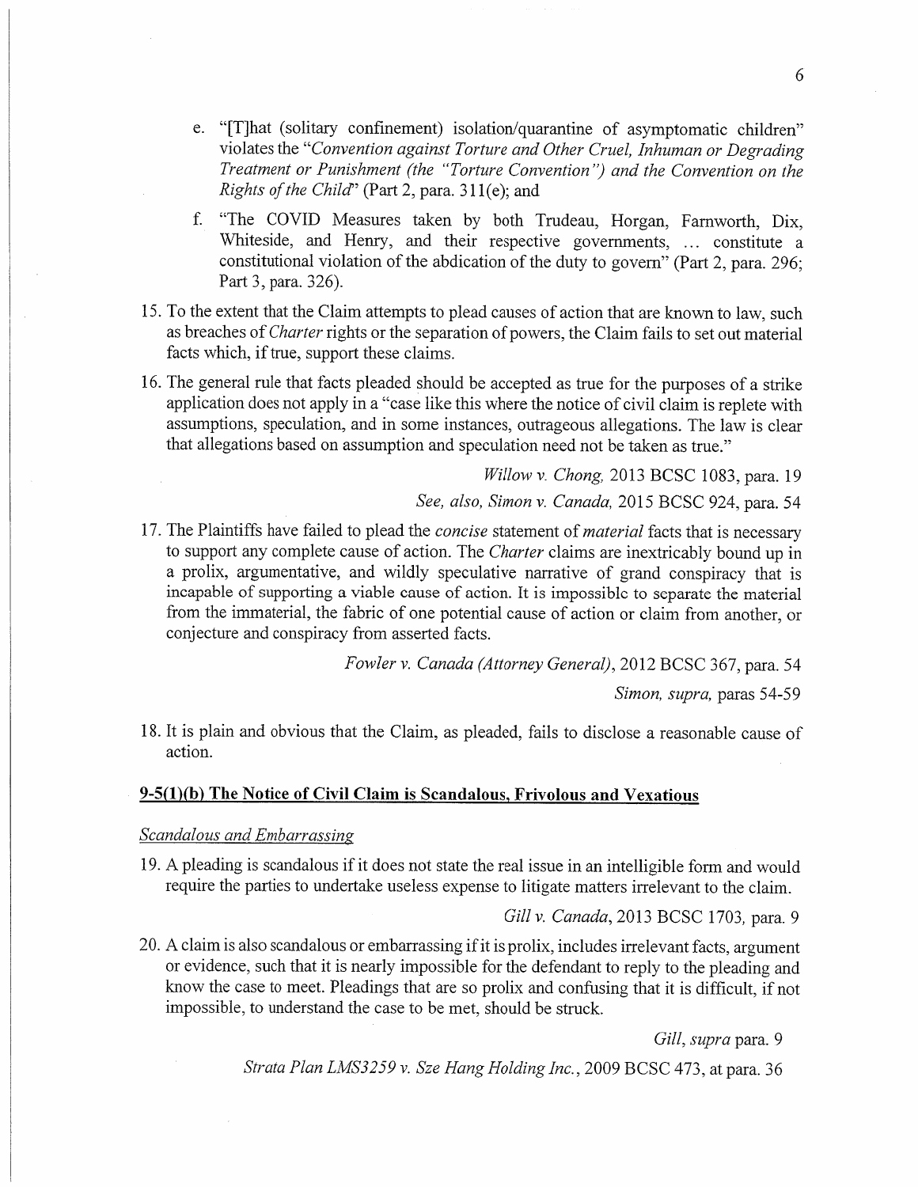e. "[T]hat (solitary confinement) isolation/quarantine of asymptomatic children" violates the *"Convention against Torture and Other Cruel, Inhuman or Degrading Treatment or Punishment (the "Torture Convention") and the Convention on the Rights of the Child*" (Part 2, para. 311(e); and

f. "The COVID Measures taken by both Trudeau, Horgan, Farnworth, Dix, Whiteside, and Henry, and their respective governments, ... constitute a constitutional violation of the abdication of the duty to govern" (Part 2, para. 296; Part 3, para. 326).

15. To the extent that the Claim attempts to plead causes of action that are known to law, such as breaches of *Charter* rights or the separation of powers, the Claim fails to set out material facts which, if true, support these claims.

16. The general rule that facts pleaded should be accepted as true for the purposes of a strike application does not apply in a "case like this where the notice of civil claim is replete with assumptions, speculation, and in some instances, outrageous allegations. The law is clear that allegations based on assumption and speculation need not be taken as true."

*Willow v. Chong,* 2013 BCSC 1083, para. 19

*See, also, Simon v. Canada,* 2015 BCSC 924, para. 54

17. The Plaintiffs have failed to plead the *concise* statement of *material* facts that is necessary to support any complete cause of action. The *Charter* claims are inextricably bound up in a prolix, argumentative, and wildly speculative narrative of grand conspiracy that is incapable of supporting a viable cause of action. It is impossible to separate the material from the immaterial, the fabric of one potential cause of action or claim from another, or conjecture and conspiracy from asserted facts.

*Fowler v. Canada (Attorney General),* 2012 BCSC 367, para. 54

*Simon, supra,* paras 54-59

18. It is plain and obvious that the Claim, as pleaded, fails to disclose a reasonable cause of action.

## 9-5(1)(b) The Notice of Civil Claim is Scandalous, Frivolous and Vexatious

### *Scandalous and Embarrassing*

19. A pleading is scandalous if it does not state the real issue in an intelligible form and would require the parties to undertake useless expense to litigate matters irrelevant to the claim.

*Gill v. Canada,* 2013 BCSC 1703, para. 9

20. A claim is also scandalous or embarrassing if it is prolix, includes irrelevant facts, argument or evidence, such that it is nearly impossible for the defendant to reply to the pleading and know the case to meet. Pleadings that are so prolix and confusing that it is difficult, if not impossible, to understand the case to be met, should be struck.

*Gill, supra* para. 9

*Strata Plan LMS3259 v. Sze Hang Holding Inc.,* 2009 BCSC 473, at para. 36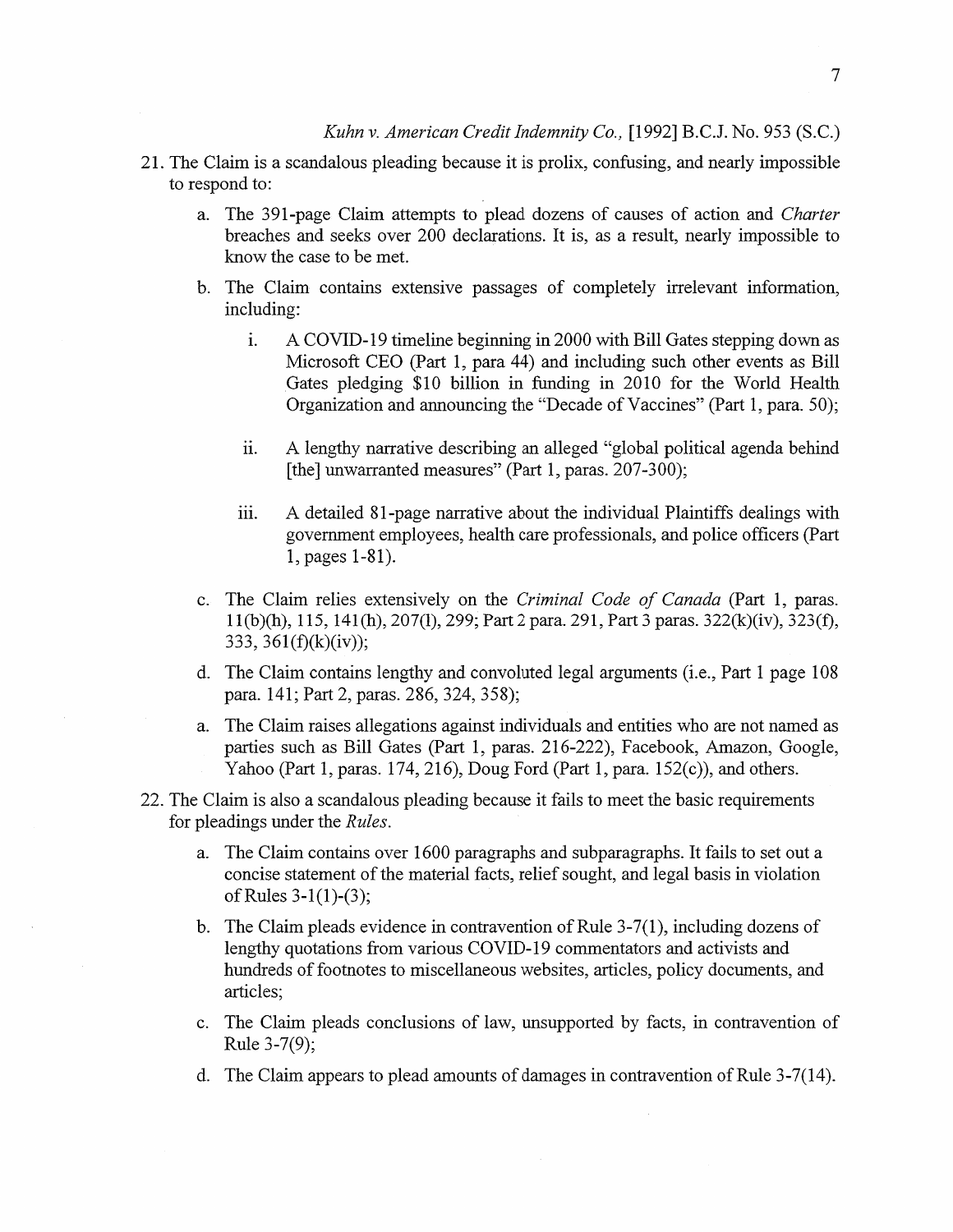*Kuhn v. American Credit Indemnity Co.,* [1992] B.C.J. No. 953 (S.C.)

21. The Claim is a scandalous pleading because it is prolix, confusing, and nearly impossible to respond to:

    a. The 391-page Claim attempts to plead dozens of causes of action and *Charter* breaches and seeks over 200 declarations. It is, as a result, nearly impossible to know the case to be met.

    b. The Claim contains extensive passages of completely irrelevant information, including:

        i. A COVID-19 timeline beginning in 2000 with Bill Gates stepping down as Microsoft CEO (Part 1, para 44) and including such other events as Bill Gates pledging $10 billion in funding in 2010 for the World Health Organization and announcing the "Decade of Vaccines" (Part 1, para. 50);

        ii. A lengthy narrative describing an alleged "global political agenda behind [the] unwarranted measures" (Part 1, paras. 207-300);

        iii. A detailed 81-page narrative about the individual Plaintiffs dealings with government employees, health care professionals, and police officers (Part 1, pages 1-81).

    c. The Claim relies extensively on the *Criminal Code of Canada* (Part 1, paras. 11(b)(h), 115, 141(h), 207(l), 299; Part 2 para. 291, Part 3 paras. 322(k)(iv), 323(f), 333, 361(f)(k)(iv));

    d. The Claim contains lengthy and convoluted legal arguments (i.e., Part 1 page 108 para. 141; Part 2, paras. 286, 324, 358);

    a. The Claim raises allegations against individuals and entities who are not named as parties such as Bill Gates (Part 1, paras. 216-222), Facebook, Amazon, Google, Yahoo (Part 1, paras. 174, 216), Doug Ford (Part 1, para. 152(c)), and others.

22. The Claim is also a scandalous pleading because it fails to meet the basic requirements for pleadings under the *Rules*.

    a. The Claim contains over 1600 paragraphs and subparagraphs. It fails to set out a concise statement of the material facts, relief sought, and legal basis in violation of Rules 3-1(1)-(3);

    b. The Claim pleads evidence in contravention of Rule 3-7(1), including dozens of lengthy quotations from various COVID-19 commentators and activists and hundreds of footnotes to miscellaneous websites, articles, policy documents, and articles;

    c. The Claim pleads conclusions of law, unsupported by facts, in contravention of Rule 3-7(9);

    d. The Claim appears to plead amounts of damages in contravention of Rule 3-7(14).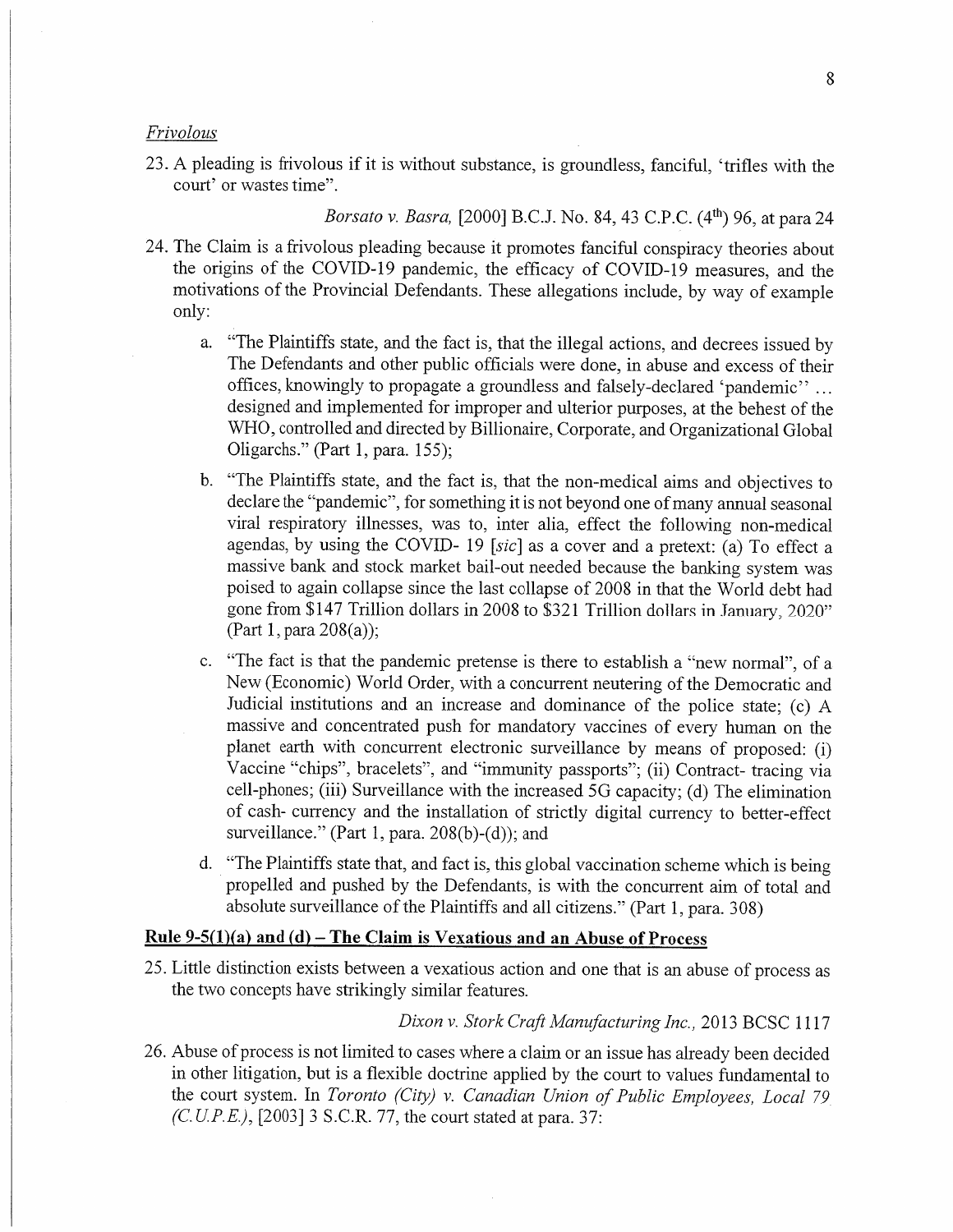*Frivolous*

23. A pleading is frivolous if it is without substance, is groundless, fanciful, 'trifles with the court' or wastes time".

*Borsato v. Basra,* [2000] B.C.J. No. 84, 43 C.P.C. (4th) 96, at para 24

24. The Claim is a frivolous pleading because it promotes fanciful conspiracy theories about the origins of the COVID-19 pandemic, the efficacy of COVID-19 measures, and the motivations of the Provincial Defendants. These allegations include, by way of example only:

    a. "The Plaintiffs state, and the fact is, that the illegal actions, and decrees issued by The Defendants and other public officials were done, in abuse and excess of their offices, knowingly to propagate a groundless and falsely-declared 'pandemic'' ... designed and implemented for improper and ulterior purposes, at the behest of the WHO, controlled and directed by Billionaire, Corporate, and Organizational Global Oligarchs." (Part 1, para. 155);

    b. "The Plaintiffs state, and the fact is, that the non-medical aims and objectives to declare the "pandemic", for something it is not beyond one of many annual seasonal viral respiratory illnesses, was to, inter alia, effect the following non-medical agendas, by using the COVID- 19 [*sic*] as a cover and a pretext: (a) To effect a massive bank and stock market bail-out needed because the banking system was poised to again collapse since the last collapse of 2008 in that the World debt had gone from $147 Trillion dollars in 2008 to $321 Trillion dollars in January, 2020" (Part 1, para 208(a));

    c. "The fact is that the pandemic pretense is there to establish a "new normal", of a New (Economic) World Order, with a concurrent neutering of the Democratic and Judicial institutions and an increase and dominance of the police state; (c) A massive and concentrated push for mandatory vaccines of every human on the planet earth with concurrent electronic surveillance by means of proposed: (i) Vaccine "chips", bracelets", and "immunity passports"; (ii) Contract- tracing via cell-phones; (iii) Surveillance with the increased 5G capacity; (d) The elimination of cash- currency and the installation of strictly digital currency to better-effect surveillance." (Part 1, para. 208(b)-(d)); and

    d. "The Plaintiffs state that, and fact is, this global vaccination scheme which is being propelled and pushed by the Defendants, is with the concurrent aim of total and absolute surveillance of the Plaintiffs and all citizens." (Part 1, para. 308)

**Rule 9-5(1)(a) and (d) – The Claim is Vexatious and an Abuse of Process**

25. Little distinction exists between a vexatious action and one that is an abuse of process as the two concepts have strikingly similar features.

*Dixon v. Stork Craft Manufacturing Inc.,* 2013 BCSC 1117

26. Abuse of process is not limited to cases where a claim or an issue has already been decided in other litigation, but is a flexible doctrine applied by the court to values fundamental to the court system. In *Toronto (City) v. Canadian Union of Public Employees, Local 79 (C.U.P.E.),* [2003] 3 S.C.R. 77, the court stated at para. 37: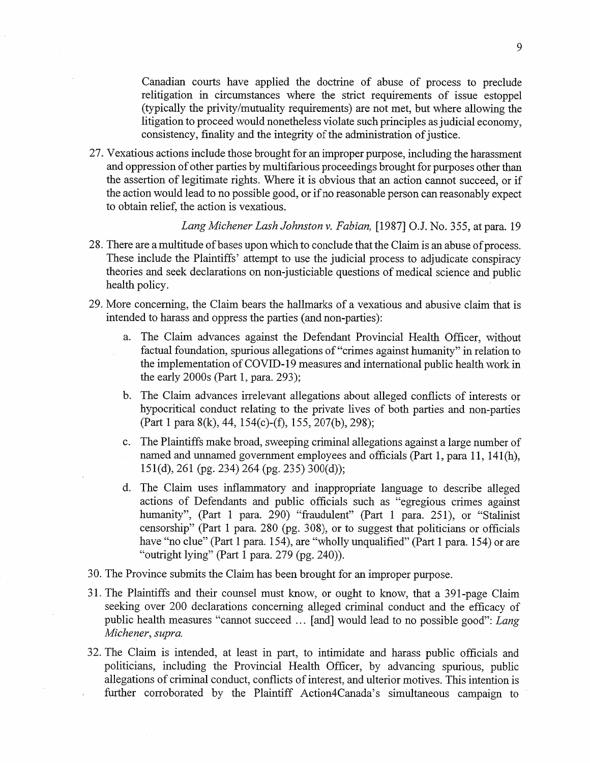> Canadian courts have applied the doctrine of abuse of process to preclude relitigation in circumstances where the strict requirements of issue estoppel (typically the privity/mutuality requirements) are not met, but where allowing the litigation to proceed would nonetheless violate such principles as judicial economy, consistency, finality and the integrity of the administration of justice.

27. Vexatious actions include those brought for an improper purpose, including the harassment and oppression of other parties by multifarious proceedings brought for purposes other than the assertion of legitimate rights. Where it is obvious that an action cannot succeed, or if the action would lead to no possible good, or if no reasonable person can reasonably expect to obtain relief, the action is vexatious.

   *Lang Michener Lash Johnston v. Fabian,* [1987] O.J. No. 355, at para. 19

28. There are a multitude of bases upon which to conclude that the Claim is an abuse of process. These include the Plaintiffs' attempt to use the judicial process to adjudicate conspiracy theories and seek declarations on non-justiciable questions of medical science and public health policy.

29. More concerning, the Claim bears the hallmarks of a vexatious and abusive claim that is intended to harass and oppress the parties (and non-parties):

    a. The Claim advances against the Defendant Provincial Health Officer, without factual foundation, spurious allegations of "crimes against humanity" in relation to the implementation of COVID-19 measures and international public health work in the early 2000s (Part 1, para. 293);

    b. The Claim advances irrelevant allegations about alleged conflicts of interests or hypocritical conduct relating to the private lives of both parties and non-parties (Part 1 para 8(k), 44, 154(c)-(f), 155, 207(b), 298);

    c. The Plaintiffs make broad, sweeping criminal allegations against a large number of named and unnamed government employees and officials (Part 1, para 11, 141(h), 151(d), 261 (pg. 234) 264 (pg. 235) 300(d));

    d. The Claim uses inflammatory and inappropriate language to describe alleged actions of Defendants and public officials such as "egregious crimes against humanity", (Part 1 para. 290) "fraudulent" (Part 1 para. 251), or "Stalinist censorship" (Part 1 para. 280 (pg. 308), or to suggest that politicians or officials have "no clue" (Part 1 para. 154), are "wholly unqualified" (Part 1 para. 154) or are "outright lying" (Part 1 para. 279 (pg. 240)).

30. The Province submits the Claim has been brought for an improper purpose.

31. The Plaintiffs and their counsel must know, or ought to know, that a 391-page Claim seeking over 200 declarations concerning alleged criminal conduct and the efficacy of public health measures "cannot succeed ... [and] would lead to no possible good": *Lang Michener, supra.*

32. The Claim is intended, at least in part, to intimidate and harass public officials and politicians, including the Provincial Health Officer, by advancing spurious, public allegations of criminal conduct, conflicts of interest, and ulterior motives. This intention is further corroborated by the Plaintiff Action4Canada's simultaneous campaign to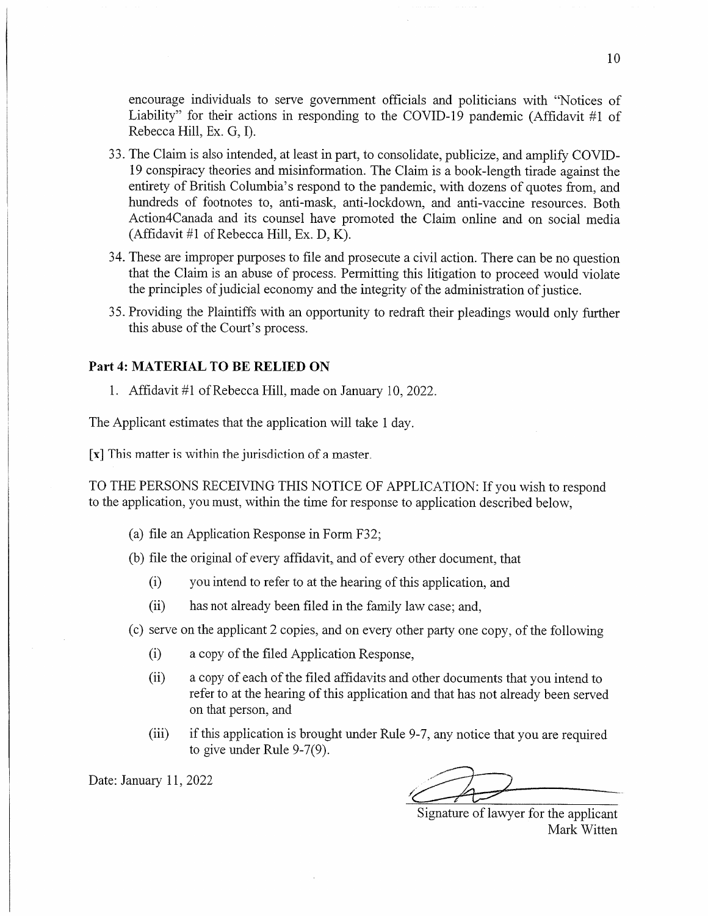encourage individuals to serve government officials and politicians with "Notices of Liability" for their actions in responding to the COVID-19 pandemic (Affidavit #1 of Rebecca Hill, Ex. G, I).

33. The Claim is also intended, at least in part, to consolidate, publicize, and amplify COVID-19 conspiracy theories and misinformation. The Claim is a book-length tirade against the entirety of British Columbia's respond to the pandemic, with dozens of quotes from, and hundreds of footnotes to, anti-mask, anti-lockdown, and anti-vaccine resources. Both Action4Canada and its counsel have promoted the Claim online and on social media (Affidavit #1 of Rebecca Hill, Ex. D, K).

34. These are improper purposes to file and prosecute a civil action. There can be no question that the Claim is an abuse of process. Permitting this litigation to proceed would violate the principles of judicial economy and the integrity of the administration of justice.

35. Providing the Plaintiffs with an opportunity to redraft their pleadings would only further this abuse of the Court's process.

## Part 4: MATERIAL TO BE RELIED ON

1. Affidavit #1 of Rebecca Hill, made on January 10, 2022.

The Applicant estimates that the application will take 1 day.

[x] This matter is within the jurisdiction of a master.

TO THE PERSONS RECEIVING THIS NOTICE OF APPLICATION: If you wish to respond to the application, you must, within the time for response to application described below,

(a) file an Application Response in Form F32;

(b) file the original of every affidavit, and of every other document, that

  (i) you intend to refer to at the hearing of this application, and

  (ii) has not already been filed in the family law case; and,

(c) serve on the applicant 2 copies, and on every other party one copy, of the following

  (i) a copy of the filed Application Response,

  (ii) a copy of each of the filed affidavits and other documents that you intend to refer to at the hearing of this application and that has not already been served on that person, and

  (iii) if this application is brought under Rule 9-7, any notice that you are required to give under Rule 9-7(9).

Date: January 11, 2022

Signature of lawyer for the applicant
Mark Witten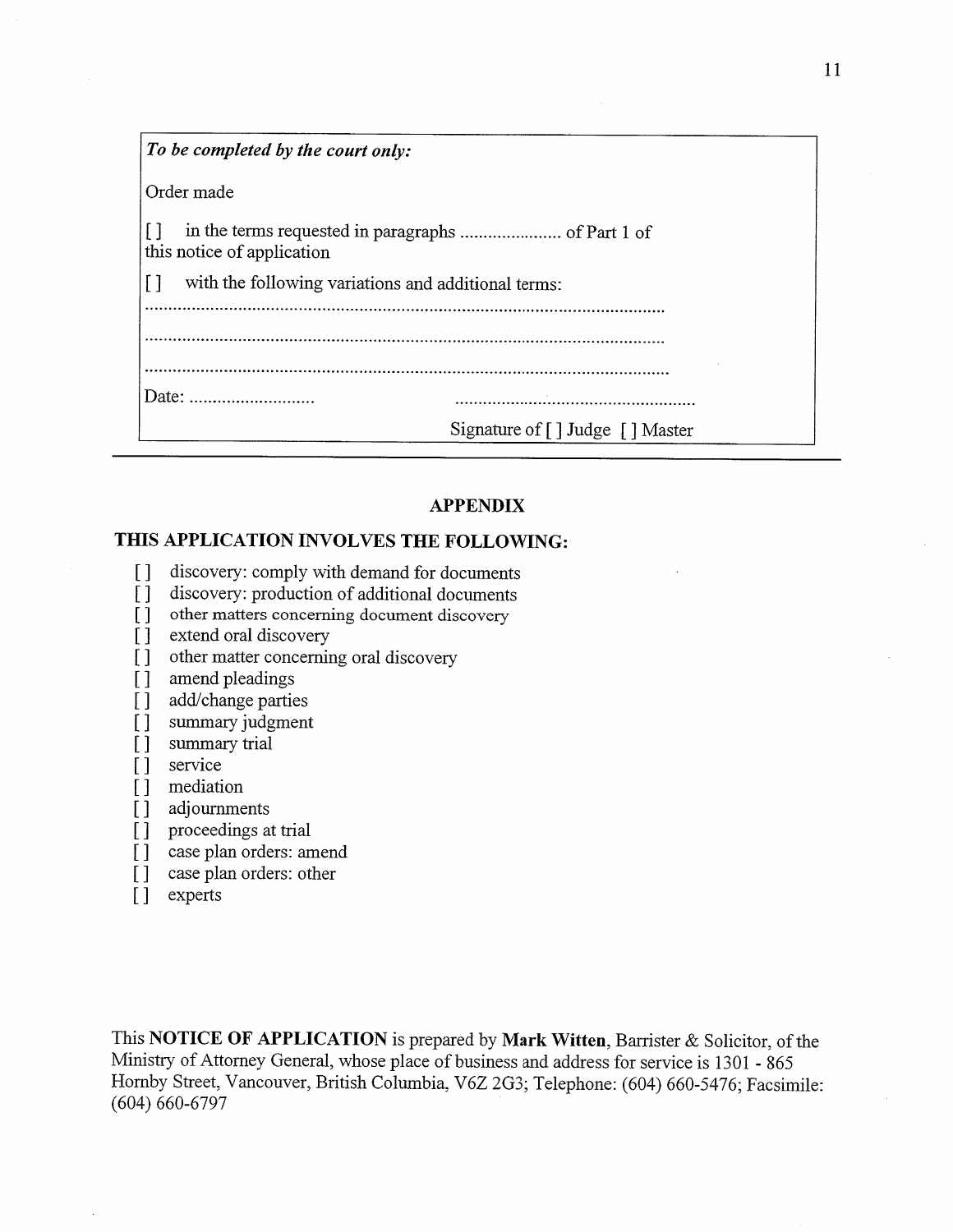*To be completed by the court only:*

Order made

[ ] in the terms requested in paragraphs ...................... of Part 1 of this notice of application

[ ] with the following variations and additional terms:

.................................................................................................................

.................................................................................................................

.................................................................................................................

Date: ...........................

.....................................................

Signature of [ ] Judge [ ] Master

---

**APPENDIX**

**THIS APPLICATION INVOLVES THE FOLLOWING:**

[ ] discovery: comply with demand for documents
[ ] discovery: production of additional documents
[ ] other matters concerning document discovery
[ ] extend oral discovery
[ ] other matter concerning oral discovery
[ ] amend pleadings
[ ] add/change parties
[ ] summary judgment
[ ] summary trial
[ ] service
[ ] mediation
[ ] adjournments
[ ] proceedings at trial
[ ] case plan orders: amend
[ ] case plan orders: other
[ ] experts

This **NOTICE OF APPLICATION** is prepared by **Mark Witten**, Barrister & Solicitor, of the Ministry of Attorney General, whose place of business and address for service is 1301 - 865 Hornby Street, Vancouver, British Columbia, V6Z 2G3; Telephone: (604) 660-5476; Facsimile: (604) 660-6797